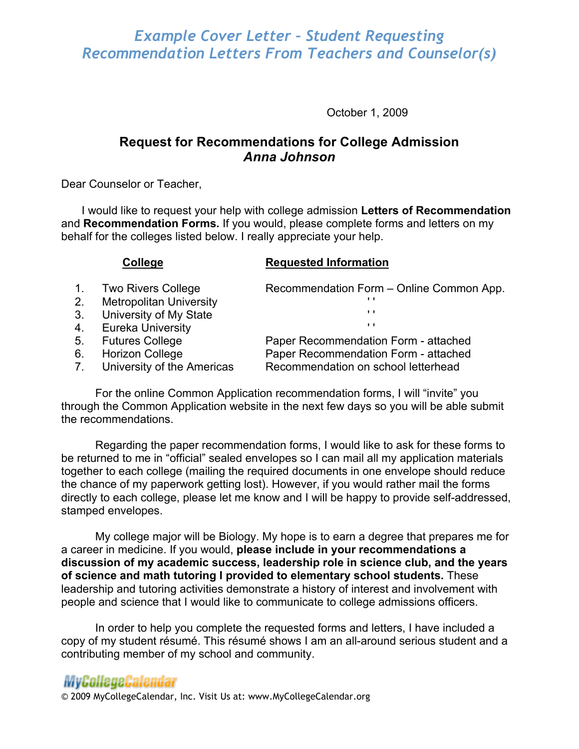# *Example Cover Letter – Student Requesting Recommendation Letters From Teachers and Counselor(s)*

October 1, 2009

## Request for Recommendations for College Admission
## *Anna Johnson*

Dear Counselor or Teacher,

I would like to request your help with college admission **Letters of Recommendation** and **Recommendation Forms.** If you would, please complete forms and letters on my behalf for the colleges listed below. I really appreciate your help.

| | College | Requested Information |
|---|---|---|
| 1. | Two Rivers College | Recommendation Form – Online Common App. |
| 2. | Metropolitan University | ' ' |
| 3. | University of My State | ' ' |
| 4. | Eureka University | ' ' |
| 5. | Futures College | Paper Recommendation Form - attached |
| 6. | Horizon College | Paper Recommendation Form - attached |
| 7. | University of the Americas | Recommendation on school letterhead |

For the online Common Application recommendation forms, I will "invite" you through the Common Application website in the next few days so you will be able submit the recommendations.

Regarding the paper recommendation forms, I would like to ask for these forms to be returned to me in "official" sealed envelopes so I can mail all my application materials together to each college (mailing the required documents in one envelope should reduce the chance of my paperwork getting lost). However, if you would rather mail the forms directly to each college, please let me know and I will be happy to provide self-addressed, stamped envelopes.

My college major will be Biology. My hope is to earn a degree that prepares me for a career in medicine. If you would, **please include in your recommendations a discussion of my academic success, leadership role in science club, and the years of science and math tutoring I provided to elementary school students.** These leadership and tutoring activities demonstrate a history of interest and involvement with people and science that I would like to communicate to college admissions officers.

In order to help you complete the requested forms and letters, I have included a copy of my student résumé. This résumé shows I am an all-around serious student and a contributing member of my school and community.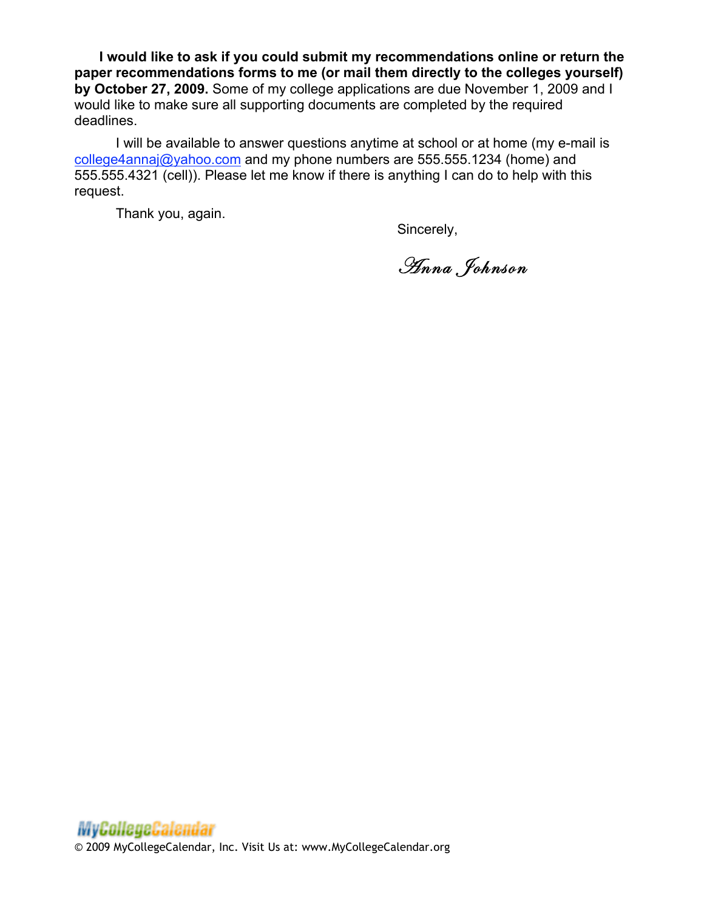**I would like to ask if you could submit my recommendations online or return the paper recommendations forms to me (or mail them directly to the colleges yourself) by October 27, 2009.** Some of my college applications are due November 1, 2009 and I would like to make sure all supporting documents are completed by the required deadlines.

I will be available to answer questions anytime at school or at home (my e-mail is college4annaj@yahoo.com and my phone numbers are 555.555.1234 (home) and 555.555.4321 (cell)). Please let me know if there is anything I can do to help with this request.

Thank you, again.

Sincerely,

*Anna Johnson*

MyCollegeCalendar

© 2009 MyCollegeCalendar, Inc. Visit Us at: www.MyCollegeCalendar.org